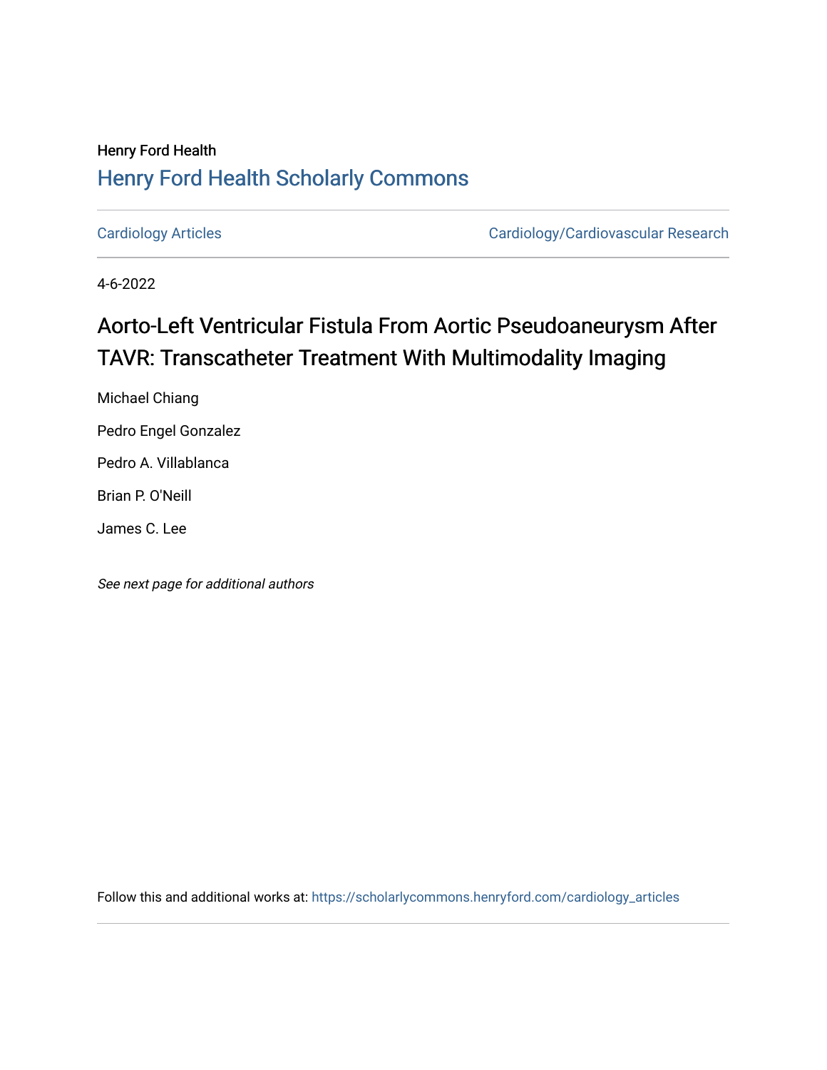Henry Ford Health

# Henry Ford Health Scholarly Commons

Cardiology Articles | Cardiology/Cardiovascular Research

4-6-2022

## Aorto-Left Ventricular Fistula From Aortic Pseudoaneurysm After TAVR: Transcatheter Treatment With Multimodality Imaging

Michael Chiang

Pedro Engel Gonzalez

Pedro A. Villablanca

Brian P. O'Neill

James C. Lee

*See next page for additional authors*

Follow this and additional works at: https://scholarlycommons.henryford.com/cardiology_articles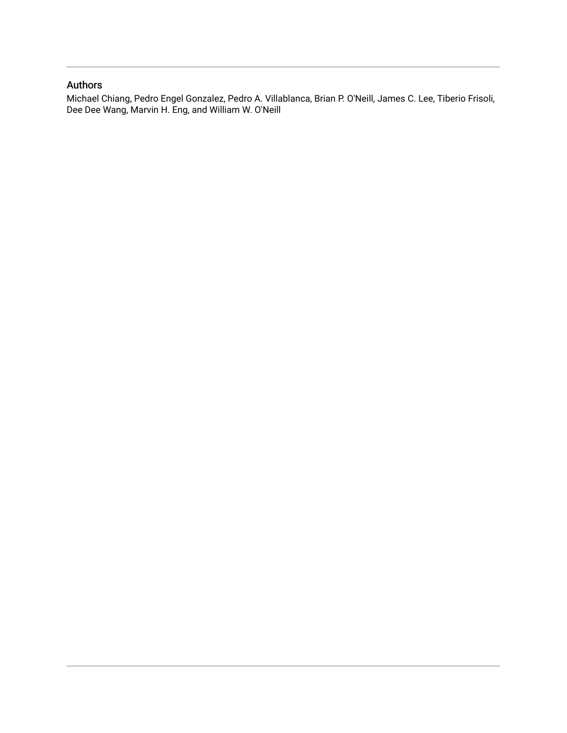## Authors

Michael Chiang, Pedro Engel Gonzalez, Pedro A. Villablanca, Brian P. O'Neill, James C. Lee, Tiberio Frisoli, Dee Dee Wang, Marvin H. Eng, and William W. O'Neill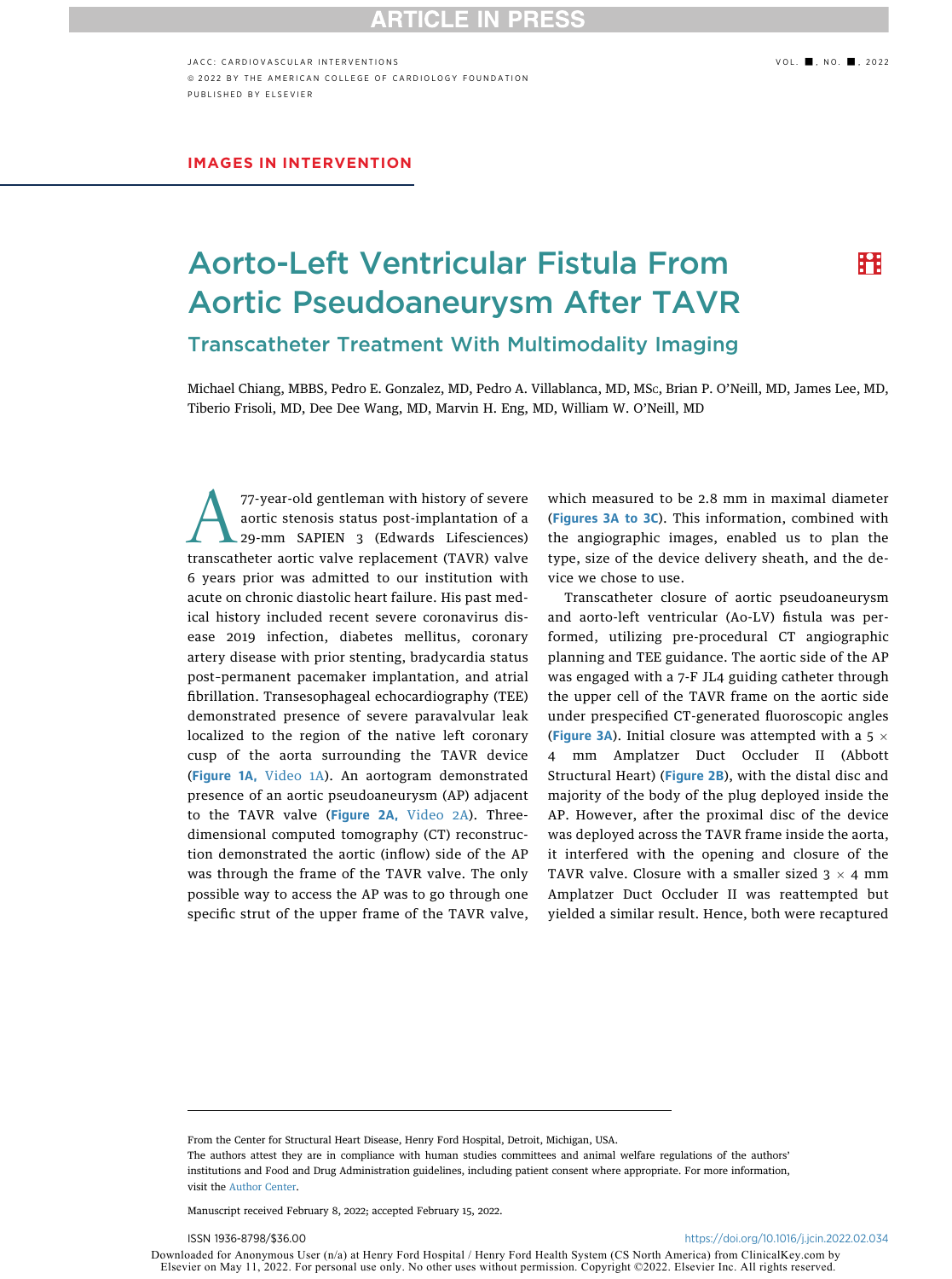# Aorto-Left Ventricular Fistula From Aortic Pseudoaneurysm After TAVR

## Transcatheter Treatment With Multimodality Imaging

Michael Chiang, MBBS, Pedro E. Gonzalez, MD, Pedro A. Villablanca, MD, MSc, Brian P. O'Neill, MD, James Lee, MD, Tiberio Frisoli, MD, Dee Dee Wang, MD, Marvin H. Eng, MD, William W. O'Neill, MD

A 77-year-old gentleman with history of severe aortic stenosis status post-implantation of a 29-mm SAPIEN 3 (Edwards Lifesciences) transcatheter aortic valve replacement (TAVR) valve 6 years prior was admitted to our institution with acute on chronic diastolic heart failure. His past medical history included recent severe coronavirus disease 2019 infection, diabetes mellitus, coronary artery disease with prior stenting, bradycardia status post-permanent pacemaker implantation, and atrial fibrillation. Transesophageal echocardiography (TEE) demonstrated presence of severe paravalvular leak localized to the region of the native left coronary cusp of the aorta surrounding the TAVR device (Figure 1A, Video 1A). An aortogram demonstrated presence of an aortic pseudoaneurysm (AP) adjacent to the TAVR valve (Figure 2A, Video 2A). Three-dimensional computed tomography (CT) reconstruction demonstrated the aortic (inflow) side of the AP was through the frame of the TAVR valve. The only possible way to access the AP was to go through one specific strut of the upper frame of the TAVR valve, which measured to be 2.8 mm in maximal diameter (Figures 3A to 3C). This information, combined with the angiographic images, enabled us to plan the type, size of the device delivery sheath, and the device we chose to use.

Transcatheter closure of aortic pseudoaneurysm and aorto-left ventricular (Ao-LV) fistula was performed, utilizing pre-procedural CT angiographic planning and TEE guidance. The aortic side of the AP was engaged with a 7-F JL4 guiding catheter through the upper cell of the TAVR frame on the aortic side under prespecified CT-generated fluoroscopic angles (Figure 3A). Initial closure was attempted with a $5 \times 4$ mm Amplatzer Duct Occluder II (Abbott Structural Heart) (Figure 2B), with the distal disc and majority of the body of the plug deployed inside the AP. However, after the proximal disc of the device was deployed across the TAVR frame inside the aorta, it interfered with the opening and closure of the TAVR valve. Closure with a smaller sized $3 \times 4$ mm Amplatzer Duct Occluder II was reattempted but yielded a similar result. Hence, both were recaptured

From the Center for Structural Heart Disease, Henry Ford Hospital, Detroit, Michigan, USA.

The authors attest they are in compliance with human studies committees and animal welfare regulations of the authors' institutions and Food and Drug Administration guidelines, including patient consent where appropriate. For more information, visit the Author Center.

Manuscript received February 8, 2022; accepted February 15, 2022.

ISSN 1936-8798/$36.00 https://doi.org/10.1016/j.jcin.2022.02.034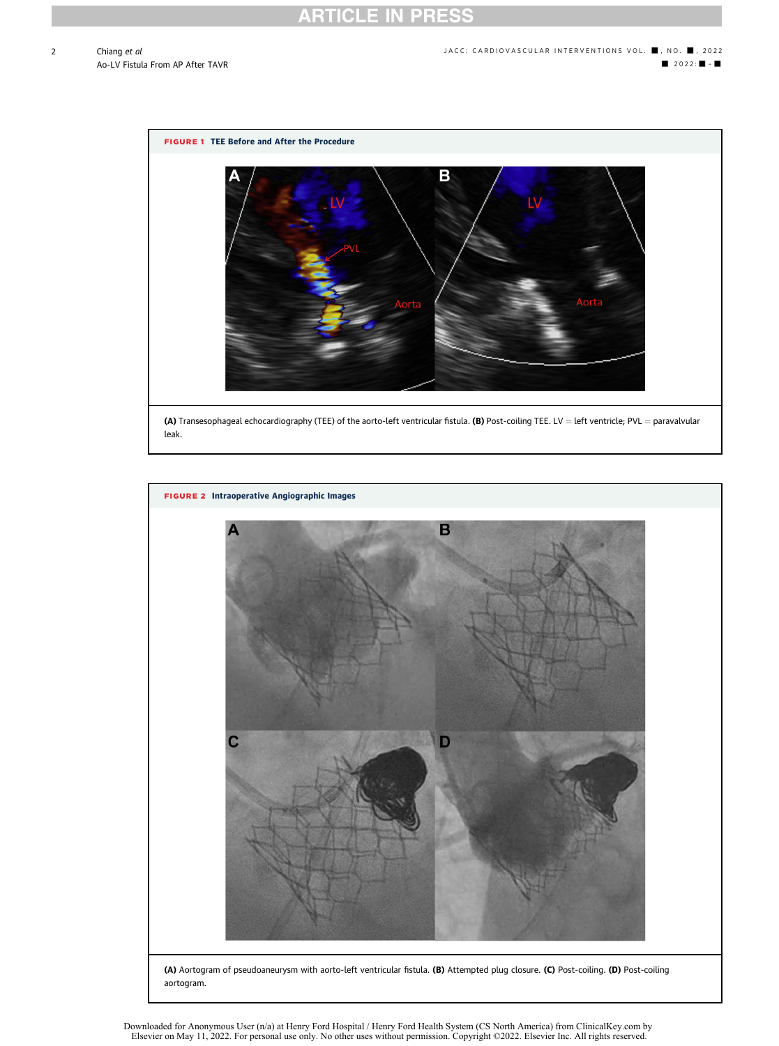**FIGURE 1** TEE Before and After the Procedure

**(A)** Transesophageal echocardiography (TEE) of the aorto-left ventricular fistula. **(B)** Post-coiling TEE. LV = left ventricle; PVL = paravalvular leak.

**FIGURE 2** Intraoperative Angiographic Images

**(A)** Aortogram of pseudoaneurysm with aorto-left ventricular fistula. **(B)** Attempted plug closure. **(C)** Post-coiling. **(D)** Post-coiling aortogram.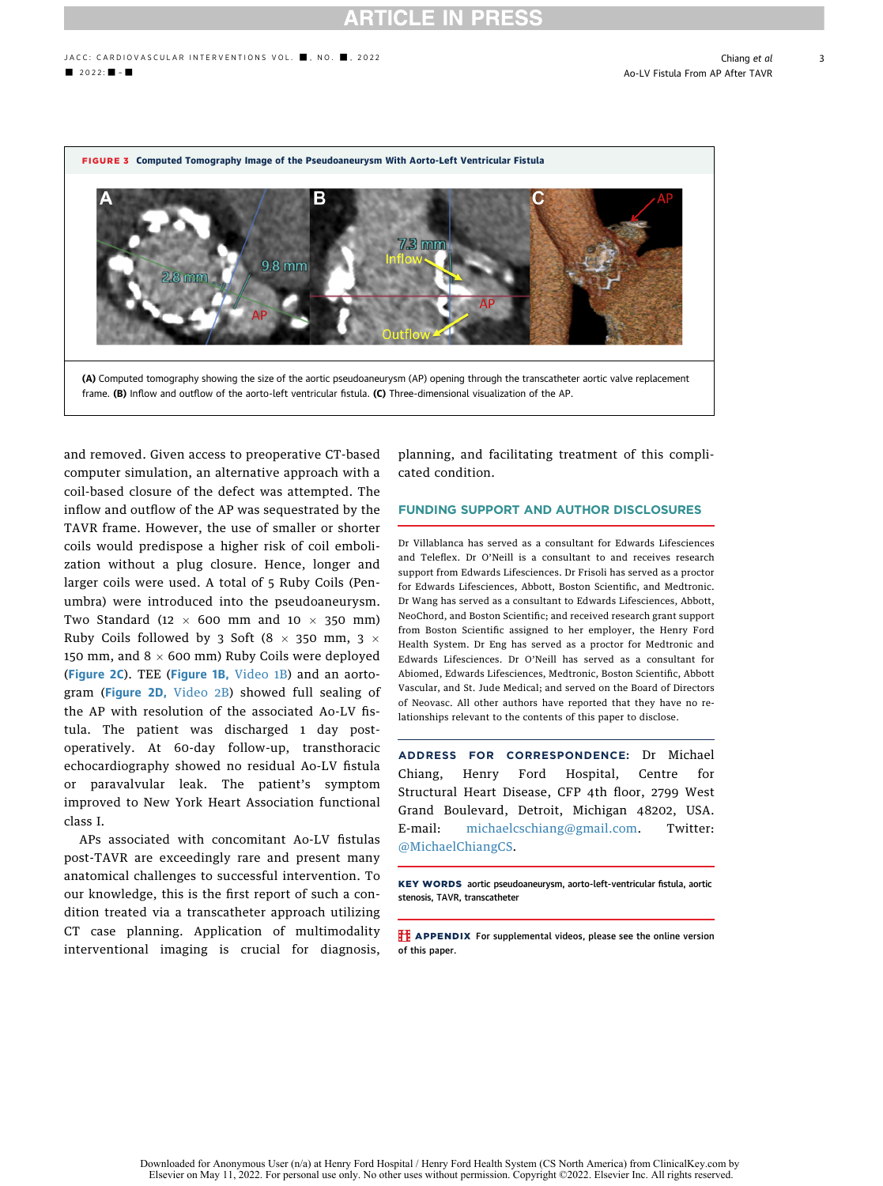**FIGURE 3** Computed Tomography Image of the Pseudoaneurysm With Aorto-Left Ventricular Fistula

A
2.8 mm
9.8 mm
AP

B
7.3 mm
Inflow
AP
Outflow

C
AP

**(A)** Computed tomography showing the size of the aortic pseudoaneurysm (AP) opening through the transcatheter aortic valve replacement frame. **(B)** Inflow and outflow of the aorto-left ventricular fistula. **(C)** Three-dimensional visualization of the AP.

and removed. Given access to preoperative CT-based computer simulation, an alternative approach with a coil-based closure of the defect was attempted. The inflow and outflow of the AP was sequestrated by the TAVR frame. However, the use of smaller or shorter coils would predispose a higher risk of coil embolization without a plug closure. Hence, longer and larger coils were used. A total of 5 Ruby Coils (Penumbra) were introduced into the pseudoaneurysm. Two Standard (12 × 600 mm and 10 × 350 mm) Ruby Coils followed by 3 Soft (8 × 350 mm, 3 × 150 mm, and 8 × 600 mm) Ruby Coils were deployed (Figure 2C). TEE (Figure 1B, Video 1B) and an aortogram (Figure 2D, Video 2B) showed full sealing of the AP with resolution of the associated Ao-LV fistula. The patient was discharged 1 day postoperatively. At 60-day follow-up, transthoracic echocardiography showed no residual Ao-LV fistula or paravalvular leak. The patient's symptom improved to New York Heart Association functional class I.

APs associated with concomitant Ao-LV fistulas post-TAVR are exceedingly rare and present many anatomical challenges to successful intervention. To our knowledge, this is the first report of such a condition treated via a transcatheter approach utilizing CT case planning. Application of multimodality interventional imaging is crucial for diagnosis, planning, and facilitating treatment of this complicated condition.

## FUNDING SUPPORT AND AUTHOR DISCLOSURES

Dr Villablanca has served as a consultant for Edwards Lifesciences and Teleflex. Dr O'Neill is a consultant to and receives research support from Edwards Lifesciences. Dr Frisoli has served as a proctor for Edwards Lifesciences, Abbott, Boston Scientific, and Medtronic. Dr Wang has served as a consultant to Edwards Lifesciences, Abbott, NeoChord, and Boston Scientific; and received research grant support from Boston Scientific assigned to her employer, the Henry Ford Health System. Dr Eng has served as a proctor for Medtronic and Edwards Lifesciences. Dr O'Neill has served as a consultant for Abiomed, Edwards Lifesciences, Medtronic, Boston Scientific, Abbott Vascular, and St. Jude Medical; and served on the Board of Directors of Neovasc. All other authors have reported that they have no relationships relevant to the contents of this paper to disclose.

**ADDRESS FOR CORRESPONDENCE:** Dr Michael Chiang, Henry Ford Hospital, Centre for Structural Heart Disease, CFP 4th floor, 2799 West Grand Boulevard, Detroit, Michigan 48202, USA. E-mail: michaelcschiang@gmail.com. Twitter: @MichaelChiangCS.

**KEY WORDS** aortic pseudoaneurysm, aorto-left-ventricular fistula, aortic stenosis, TAVR, transcatheter

**APPENDIX** For supplemental videos, please see the online version of this paper.